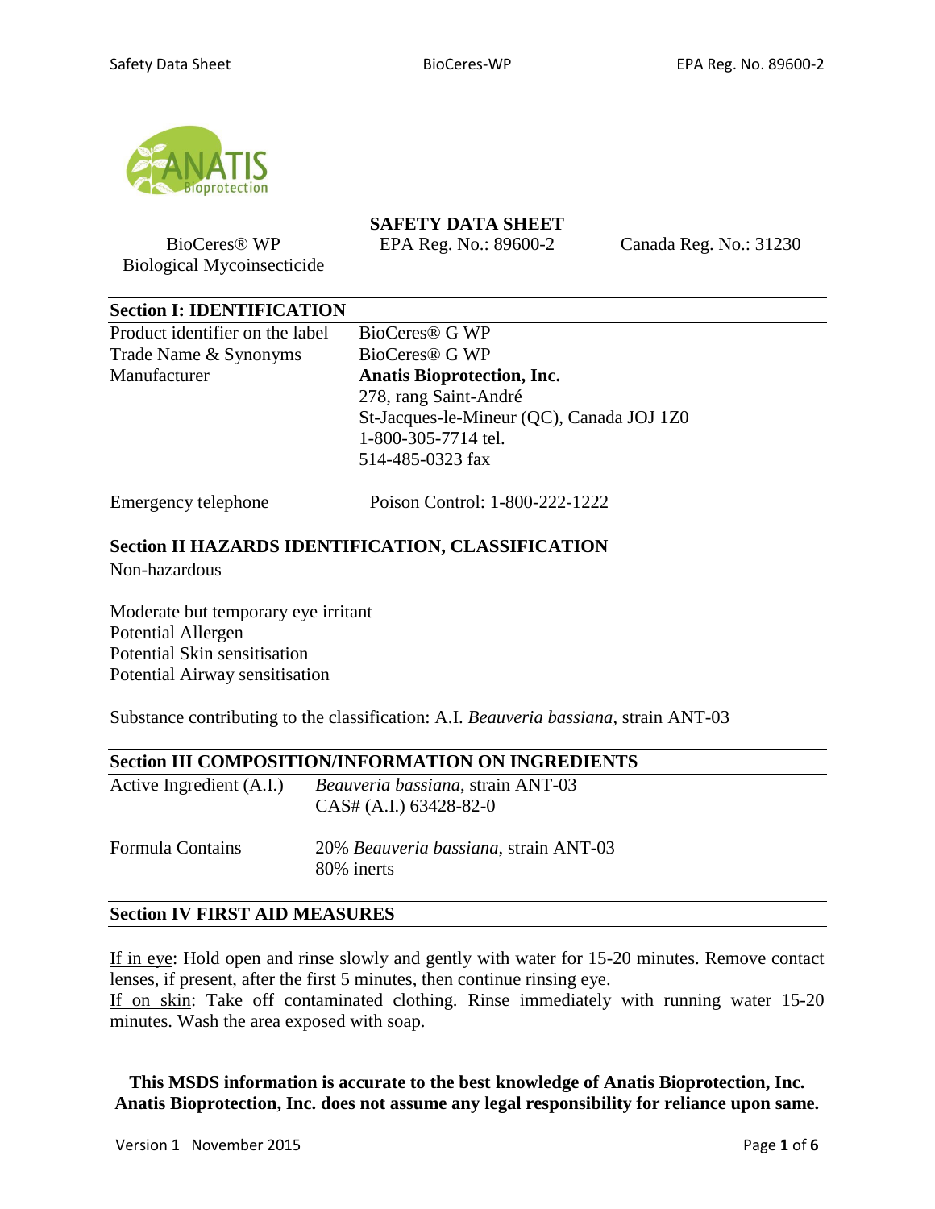# SAFETY DATA SHEET

BioCeres® WP
Biological Mycoinsecticide

EPA Reg. No.: 89600-2

Canada Reg. No.: 31230

## Section I: IDENTIFICATION

| | |
|---|---|
| Product identifier on the label | BioCeres® G WP |
| Trade Name & Synonyms | BioCeres® G WP |
| Manufacturer | **Anatis Bioprotection, Inc.**<br>278, rang Saint-André<br>St-Jacques-le-Mineur (QC), Canada JOJ 1Z0<br>1-800-305-7714 tel.<br>514-485-0323 fax |
| Emergency telephone | Poison Control: 1-800-222-1222 |

## Section II HAZARDS IDENTIFICATION, CLASSIFICATION

Non-hazardous

Moderate but temporary eye irritant
Potential Allergen
Potential Skin sensitisation
Potential Airway sensitisation

Substance contributing to the classification: A.I. *Beauveria bassiana*, strain ANT-03

## Section III COMPOSITION/INFORMATION ON INGREDIENTS

| | |
|---|---|
| Active Ingredient (A.I.) | *Beauveria bassiana*, strain ANT-03<br>CAS# (A.I.) 63428-82-0 |
| Formula Contains | 20% *Beauveria bassiana*, strain ANT-03<br>80% inerts |

## Section IV FIRST AID MEASURES

If in eye: Hold open and rinse slowly and gently with water for 15-20 minutes. Remove contact lenses, if present, after the first 5 minutes, then continue rinsing eye.

If on skin: Take off contaminated clothing. Rinse immediately with running water 15-20 minutes. Wash the area exposed with soap.

**This MSDS information is accurate to the best knowledge of Anatis Bioprotection, Inc. Anatis Bioprotection, Inc. does not assume any legal responsibility for reliance upon same.**

Version 1 November 2015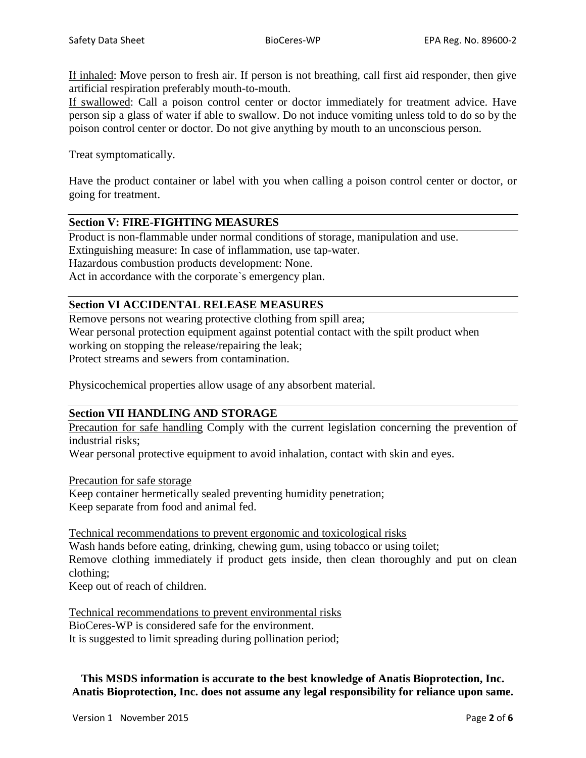If inhaled: Move person to fresh air. If person is not breathing, call first aid responder, then give artificial respiration preferably mouth-to-mouth.

If swallowed: Call a poison control center or doctor immediately for treatment advice. Have person sip a glass of water if able to swallow. Do not induce vomiting unless told to do so by the poison control center or doctor. Do not give anything by mouth to an unconscious person.

Treat symptomatically.

Have the product container or label with you when calling a poison control center or doctor, or going for treatment.

## Section V: FIRE-FIGHTING MEASURES

Product is non-flammable under normal conditions of storage, manipulation and use.
Extinguishing measure: In case of inflammation, use tap-water.
Hazardous combustion products development: None.
Act in accordance with the corporate`s emergency plan.

## Section VI ACCIDENTAL RELEASE MEASURES

Remove persons not wearing protective clothing from spill area;
Wear personal protection equipment against potential contact with the spilt product when working on stopping the release/repairing the leak;
Protect streams and sewers from contamination.

Physicochemical properties allow usage of any absorbent material.

## Section VII HANDLING AND STORAGE

Precaution for safe handling Comply with the current legislation concerning the prevention of industrial risks;
Wear personal protective equipment to avoid inhalation, contact with skin and eyes.

Precaution for safe storage
Keep container hermetically sealed preventing humidity penetration;
Keep separate from food and animal fed.

Technical recommendations to prevent ergonomic and toxicological risks
Wash hands before eating, drinking, chewing gum, using tobacco or using toilet;
Remove clothing immediately if product gets inside, then clean thoroughly and put on clean clothing;
Keep out of reach of children.

Technical recommendations to prevent environmental risks
BioCeres-WP is considered safe for the environment.
It is suggested to limit spreading during pollination period;

**This MSDS information is accurate to the best knowledge of Anatis Bioprotection, Inc. Anatis Bioprotection, Inc. does not assume any legal responsibility for reliance upon same.**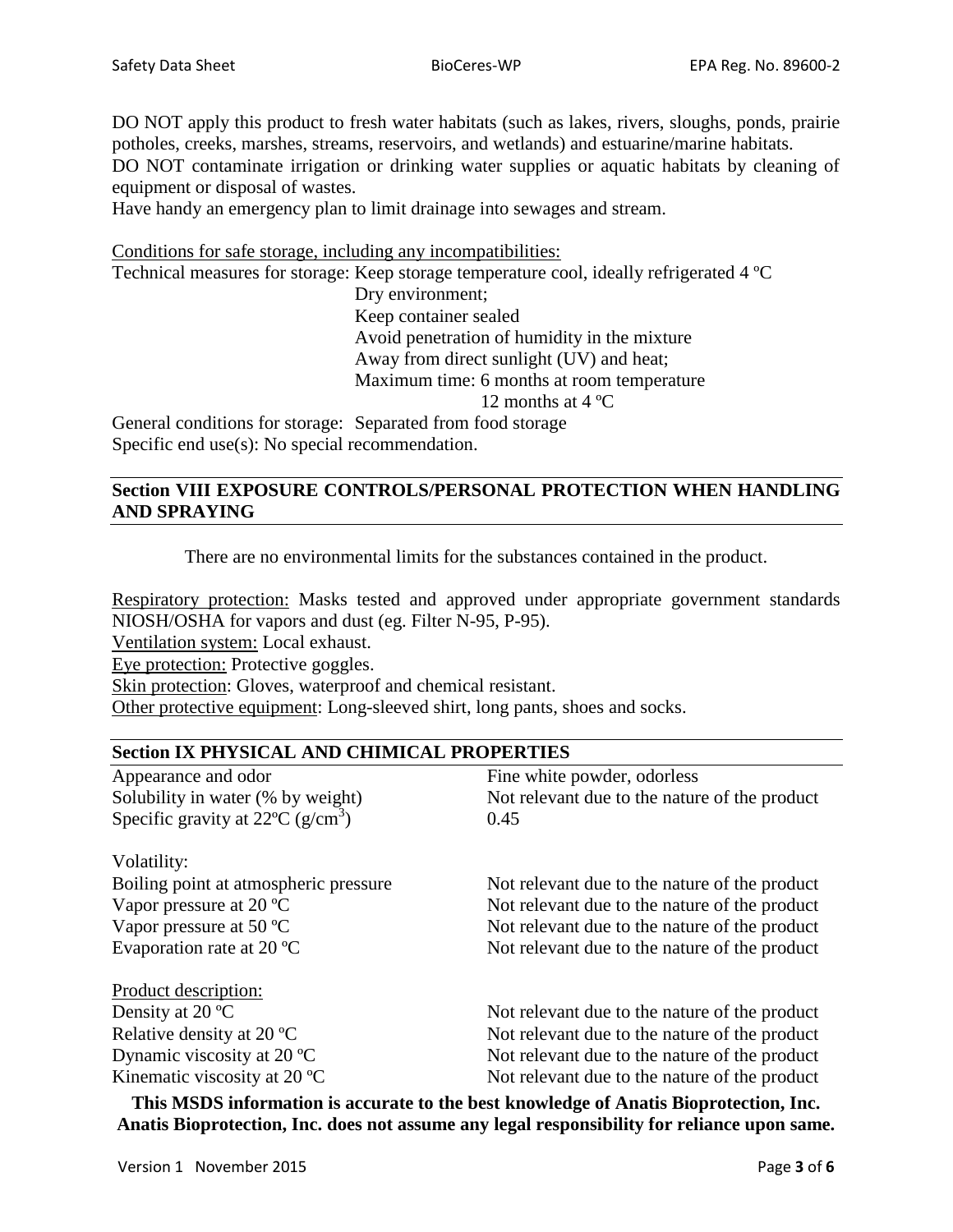DO NOT apply this product to fresh water habitats (such as lakes, rivers, sloughs, ponds, prairie potholes, creeks, marshes, streams, reservoirs, and wetlands) and estuarine/marine habitats.
DO NOT contaminate irrigation or drinking water supplies or aquatic habitats by cleaning of equipment or disposal of wastes.
Have handy an emergency plan to limit drainage into sewages and stream.

Conditions for safe storage, including any incompatibilities:

Technical measures for storage: Keep storage temperature cool, ideally refrigerated 4 ºC
- Dry environment;
- Keep container sealed
- Avoid penetration of humidity in the mixture
- Away from direct sunlight (UV) and heat;
- Maximum time: 6 months at room temperature
  12 months at 4 ºC

General conditions for storage: Separated from food storage
Specific end use(s): No special recommendation.

## Section VIII EXPOSURE CONTROLS/PERSONAL PROTECTION WHEN HANDLING AND SPRAYING

There are no environmental limits for the substances contained in the product.

Respiratory protection: Masks tested and approved under appropriate government standards NIOSH/OSHA for vapors and dust (eg. Filter N-95, P-95).
Ventilation system: Local exhaust.
Eye protection: Protective goggles.
Skin protection: Gloves, waterproof and chemical resistant.
Other protective equipment: Long-sleeved shirt, long pants, shoes and socks.

## Section IX PHYSICAL AND CHIMICAL PROPERTIES

| | |
|---|---|
| Appearance and odor | Fine white powder, odorless |
| Solubility in water (% by weight) | Not relevant due to the nature of the product |
| Specific gravity at 22ºC (g/cm$^3$) | 0.45 |

Volatility:

| | |
|---|---|
| Boiling point at atmospheric pressure | Not relevant due to the nature of the product |
| Vapor pressure at 20 ºC | Not relevant due to the nature of the product |
| Vapor pressure at 50 ºC | Not relevant due to the nature of the product |
| Evaporation rate at 20 ºC | Not relevant due to the nature of the product |

Product description:

| | |
|---|---|
| Density at 20 ºC | Not relevant due to the nature of the product |
| Relative density at 20 ºC | Not relevant due to the nature of the product |
| Dynamic viscosity at 20 ºC | Not relevant due to the nature of the product |
| Kinematic viscosity at 20 ºC | Not relevant due to the nature of the product |

**This MSDS information is accurate to the best knowledge of Anatis Bioprotection, Inc. Anatis Bioprotection, Inc. does not assume any legal responsibility for reliance upon same.**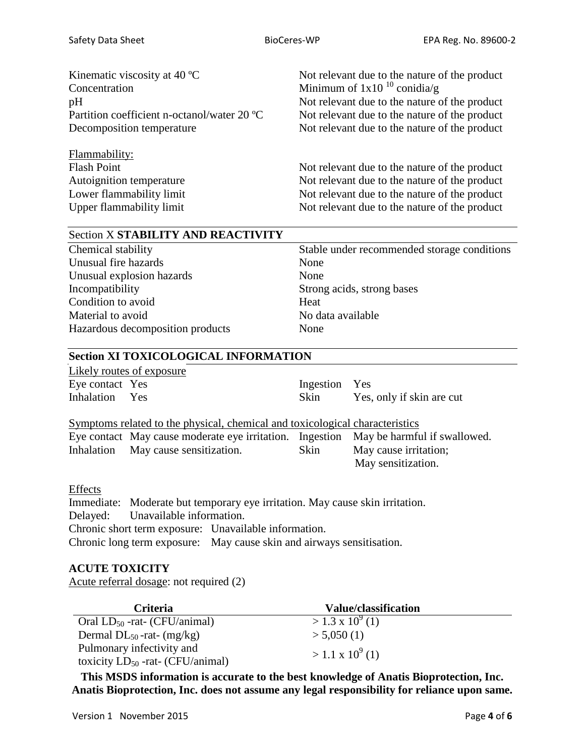| | |
|---|---|
| Kinematic viscosity at 40 ºC | Not relevant due to the nature of the product |
| Concentration | Minimum of $1x10^{10}$ conidia/g |
| pH | Not relevant due to the nature of the product |
| Partition coefficient n-octanol/water 20 ºC | Not relevant due to the nature of the product |
| Decomposition temperature | Not relevant due to the nature of the product |

Flammability:

| | |
|---|---|
| Flash Point | Not relevant due to the nature of the product |
| Autoignition temperature | Not relevant due to the nature of the product |
| Lower flammability limit | Not relevant due to the nature of the product |
| Upper flammability limit | Not relevant due to the nature of the product |

## Section X **STABILITY AND REACTIVITY**

| | |
|---|---|
| Chemical stability | Stable under recommended storage conditions |
| Unusual fire hazards | None |
| Unusual explosion hazards | None |
| Incompatibility | Strong acids, strong bases |
| Condition to avoid | Heat |
| Material to avoid | No data available |
| Hazardous decomposition products | None |

## Section XI TOXICOLOGICAL INFORMATION

Likely routes of exposure

| | | | |
|---|---|---|---|
| Eye contact | Yes | Ingestion | Yes |
| Inhalation | Yes | Skin | Yes, only if skin are cut |

Symptoms related to the physical, chemical and toxicological characteristics

| | | | |
|---|---|---|---|
| Eye contact | May cause moderate eye irritation. | Ingestion | May be harmful if swallowed. |
| Inhalation | May cause sensitization. | Skin | May cause irritation; May sensitization. |

Effects

Immediate: Moderate but temporary eye irritation. May cause skin irritation.
Delayed: Unavailable information.
Chronic short term exposure: Unavailable information.
Chronic long term exposure: May cause skin and airways sensitisation.

### ACUTE TOXICITY

Acute referral dosage: not required (2)

| Criteria | Value/classification |
|---|---|
| Oral $LD_{50}$ -rat- (CFU/animal) | $> 1.3 \times 10^9$ (1) |
| Dermal $DL_{50}$ -rat- (mg/kg) | > 5,050 (1) |
| Pulmonary infectivity and toxicity $LD_{50}$ -rat- (CFU/animal) | $> 1.1 \times 10^9$ (1) |

**This MSDS information is accurate to the best knowledge of Anatis Bioprotection, Inc. Anatis Bioprotection, Inc. does not assume any legal responsibility for reliance upon same.**

Version 1 November 2015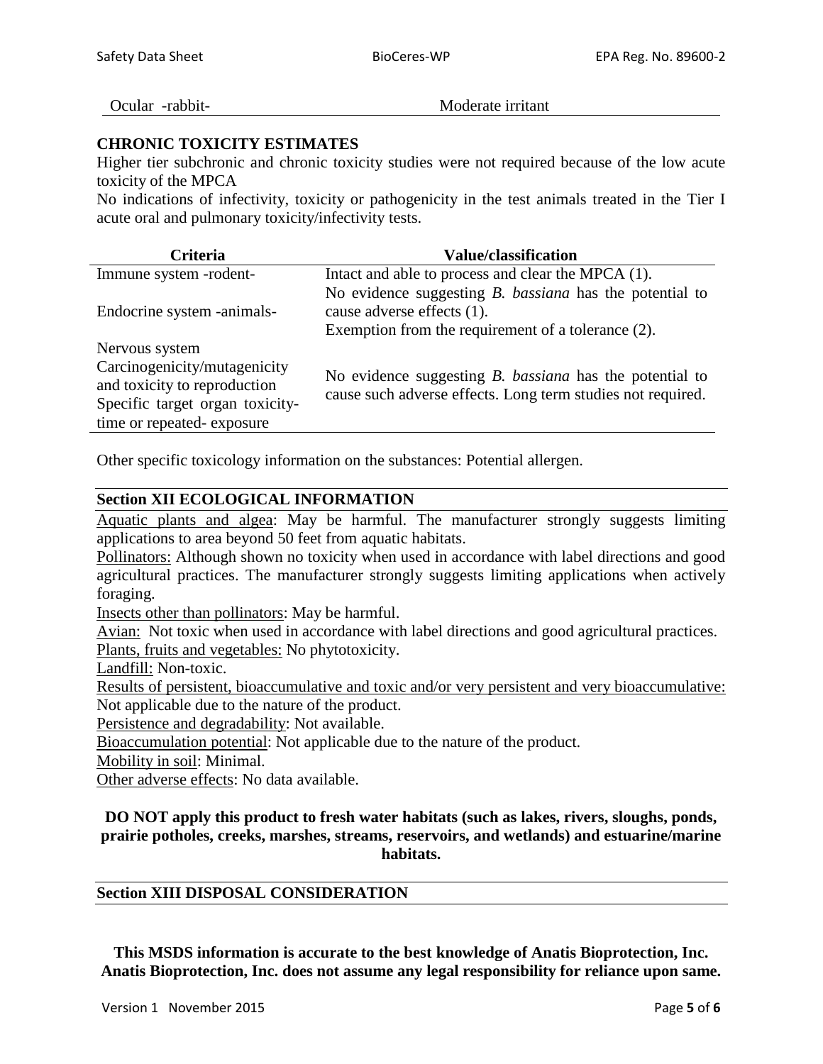| Ocular -rabbit- | Moderate irritant |
|---|---|

**CHRONIC TOXICITY ESTIMATES**

Higher tier subchronic and chronic toxicity studies were not required because of the low acute toxicity of the MPCA

No indications of infectivity, toxicity or pathogenicity in the test animals treated in the Tier I acute oral and pulmonary toxicity/infectivity tests.

| Criteria | Value/classification |
|---|---|
| Immune system -rodent- | Intact and able to process and clear the MPCA (1). |
| Endocrine system -animals- | No evidence suggesting *B. bassiana* has the potential to cause adverse effects (1). Exemption from the requirement of a tolerance (2). |
| Nervous system Carcinogenicity/mutagenicity and toxicity to reproduction Specific target organ toxicity-time or repeated- exposure | No evidence suggesting *B. bassiana* has the potential to cause such adverse effects. Long term studies not required. |

Other specific toxicology information on the substances: Potential allergen.

## Section XII ECOLOGICAL INFORMATION

Aquatic plants and algea: May be harmful. The manufacturer strongly suggests limiting applications to area beyond 50 feet from aquatic habitats.

Pollinators: Although shown no toxicity when used in accordance with label directions and good agricultural practices. The manufacturer strongly suggests limiting applications when actively foraging.

Insects other than pollinators: May be harmful.

Avian: Not toxic when used in accordance with label directions and good agricultural practices.

Plants, fruits and vegetables: No phytotoxicity.

Landfill: Non-toxic.

Results of persistent, bioaccumulative and toxic and/or very persistent and very bioaccumulative: Not applicable due to the nature of the product.

Persistence and degradability: Not available.

Bioaccumulation potential: Not applicable due to the nature of the product.

Mobility in soil: Minimal.

Other adverse effects: No data available.

**DO NOT apply this product to fresh water habitats (such as lakes, rivers, sloughs, ponds, prairie potholes, creeks, marshes, streams, reservoirs, and wetlands) and estuarine/marine habitats.**

## Section XIII DISPOSAL CONSIDERATION

**This MSDS information is accurate to the best knowledge of Anatis Bioprotection, Inc. Anatis Bioprotection, Inc. does not assume any legal responsibility for reliance upon same.**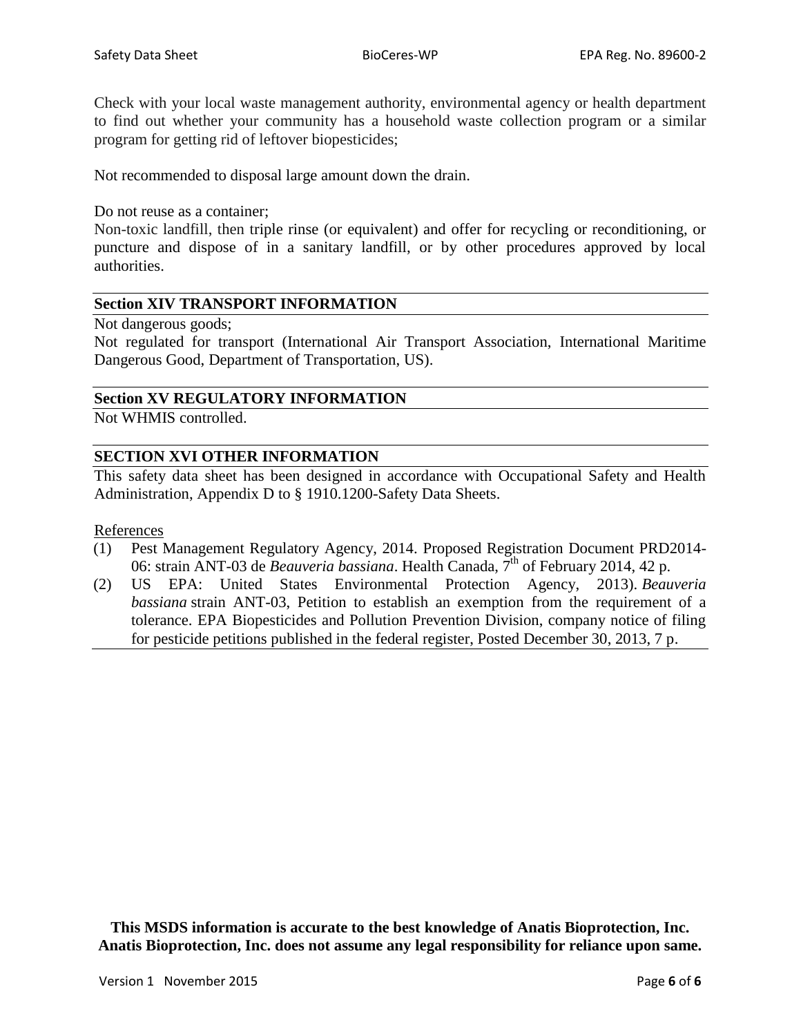Check with your local waste management authority, environmental agency or health department to find out whether your community has a household waste collection program or a similar program for getting rid of leftover biopesticides;

Not recommended to disposal large amount down the drain.

Do not reuse as a container;
Non-toxic landfill, then triple rinse (or equivalent) and offer for recycling or reconditioning, or puncture and dispose of in a sanitary landfill, or by other procedures approved by local authorities.

## Section XIV TRANSPORT INFORMATION

Not dangerous goods;
Not regulated for transport (International Air Transport Association, International Maritime Dangerous Good, Department of Transportation, US).

## Section XV REGULATORY INFORMATION

Not WHMIS controlled.

## SECTION XVI OTHER INFORMATION

This safety data sheet has been designed in accordance with Occupational Safety and Health Administration, Appendix D to § 1910.1200-Safety Data Sheets.

References

(1) Pest Management Regulatory Agency, 2014. Proposed Registration Document PRD2014-06: strain ANT-03 de *Beauveria bassiana*. Health Canada, 7th of February 2014, 42 p.
(2) US EPA: United States Environmental Protection Agency, 2013). *Beauveria bassiana* strain ANT-03, Petition to establish an exemption from the requirement of a tolerance. EPA Biopesticides and Pollution Prevention Division, company notice of filing for pesticide petitions published in the federal register, Posted December 30, 2013, 7 p.

**This MSDS information is accurate to the best knowledge of Anatis Bioprotection, Inc. Anatis Bioprotection, Inc. does not assume any legal responsibility for reliance upon same.**